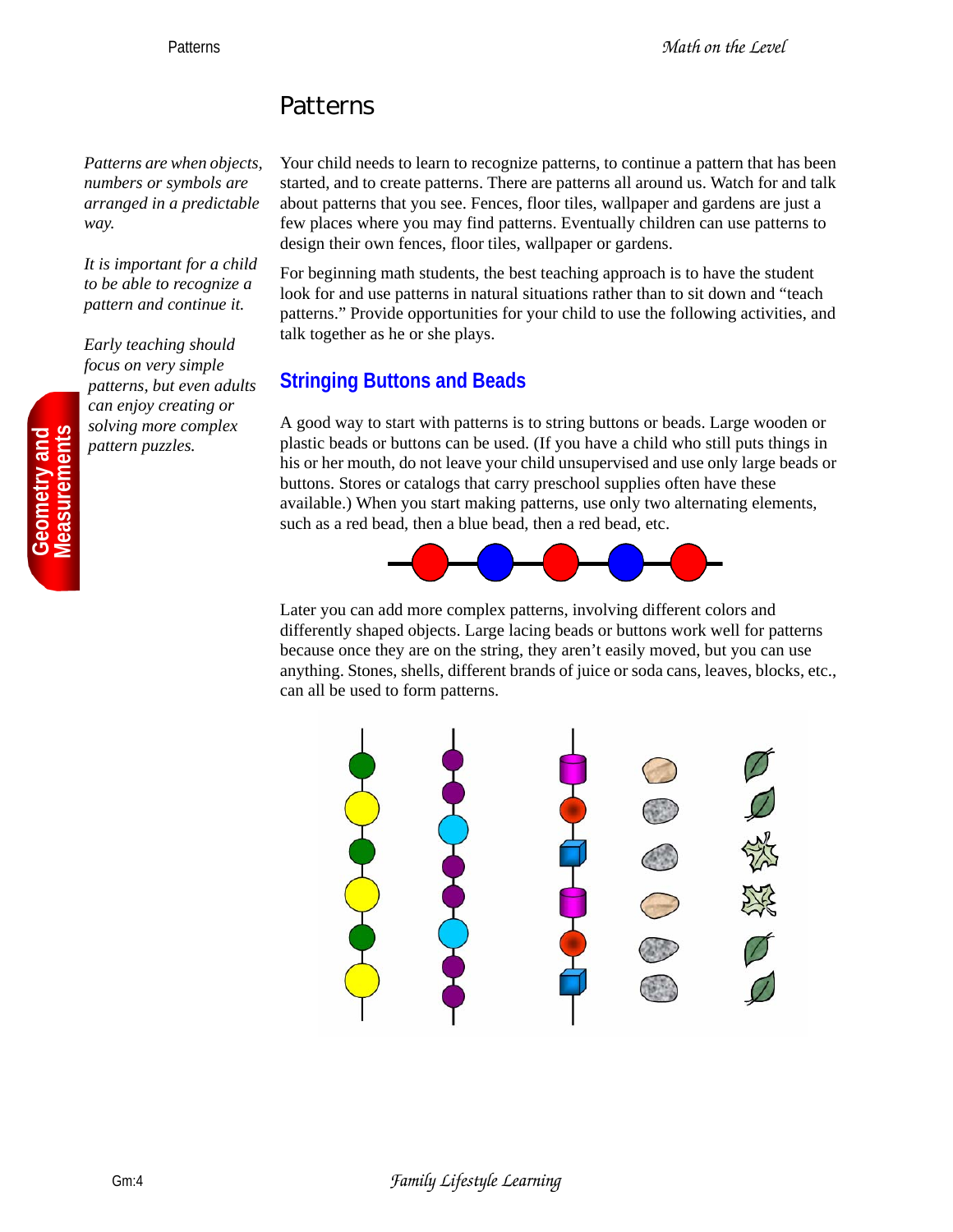# Patterns

*Patterns are when objects, numbers or symbols are arranged in a predictable way.*

*It is important for a child to be able to recognize a pattern and continue it.*

*Early teaching should focus on very simple patterns, but even adults can enjoy creating or solving more complex pattern puzzles.*

Your child needs to learn to recognize patterns, to continue a pattern that has been started, and to create patterns. There are patterns all around us. Watch for and talk about patterns that you see. Fences, floor tiles, wallpaper and gardens are just a few places where you may find patterns. Eventually children can use patterns to design their own fences, floor tiles, wallpaper or gardens.

For beginning math students, the best teaching approach is to have the student look for and use patterns in natural situations rather than to sit down and "teach patterns." Provide opportunities for your child to use the following activities, and talk together as he or she plays.

## Stringing Buttons and Beads

A good way to start with patterns is to string buttons or beads. Large wooden or plastic beads or buttons can be used. (If you have a child who still puts things in his or her mouth, do not leave your child unsupervised and use only large beads or buttons. Stores or catalogs that carry preschool supplies often have these available.) When you start making patterns, use only two alternating elements, such as a red bead, then a blue bead, then a red bead, etc.

Later you can add more complex patterns, involving different colors and differently shaped objects. Large lacing beads or buttons work well for patterns because once they are on the string, they aren't easily moved, but you can use anything. Stones, shells, different brands of juice or soda cans, leaves, blocks, etc., can all be used to form patterns.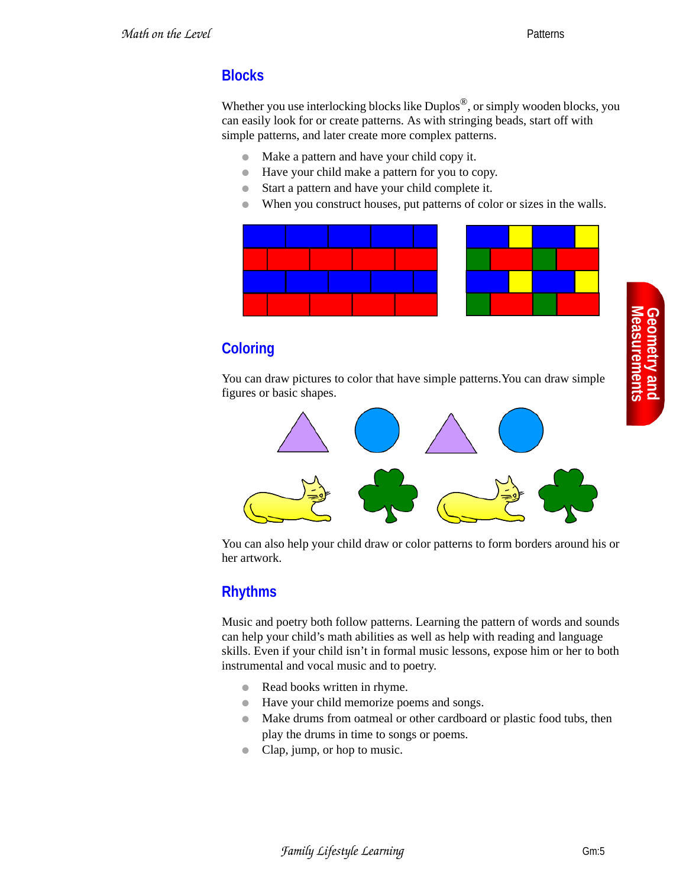## Blocks

Whether you use interlocking blocks like Duplos®, or simply wooden blocks, you can easily look for or create patterns. As with stringing beads, start off with simple patterns, and later create more complex patterns.

- Make a pattern and have your child copy it.
- Have your child make a pattern for you to copy.
- Start a pattern and have your child complete it.
- When you construct houses, put patterns of color or sizes in the walls.

## Coloring

You can draw pictures to color that have simple patterns.You can draw simple figures or basic shapes.

You can also help your child draw or color patterns to form borders around his or her artwork.

## Rhythms

Music and poetry both follow patterns. Learning the pattern of words and sounds can help your child's math abilities as well as help with reading and language skills. Even if your child isn't in formal music lessons, expose him or her to both instrumental and vocal music and to poetry.

- Read books written in rhyme.
- Have your child memorize poems and songs.
- Make drums from oatmeal or other cardboard or plastic food tubs, then play the drums in time to songs or poems.
- Clap, jump, or hop to music.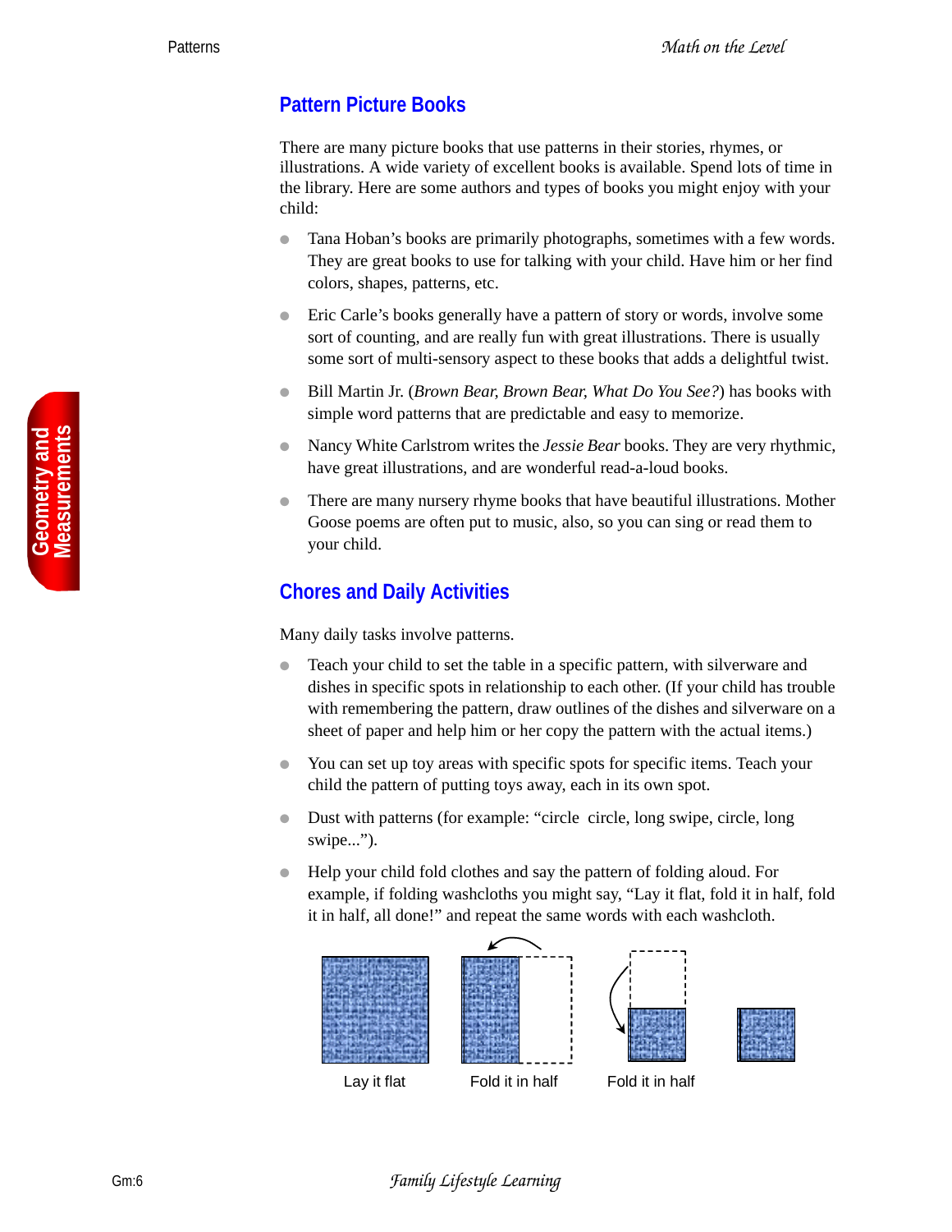## Pattern Picture Books

There are many picture books that use patterns in their stories, rhymes, or illustrations. A wide variety of excellent books is available. Spend lots of time in the library. Here are some authors and types of books you might enjoy with your child:

- Tana Hoban's books are primarily photographs, sometimes with a few words. They are great books to use for talking with your child. Have him or her find colors, shapes, patterns, etc.
- Eric Carle's books generally have a pattern of story or words, involve some sort of counting, and are really fun with great illustrations. There is usually some sort of multi-sensory aspect to these books that adds a delightful twist.
- Bill Martin Jr. (*Brown Bear, Brown Bear, What Do You See?*) has books with simple word patterns that are predictable and easy to memorize.
- Nancy White Carlstrom writes the *Jessie Bear* books. They are very rhythmic, have great illustrations, and are wonderful read-a-loud books.
- There are many nursery rhyme books that have beautiful illustrations. Mother Goose poems are often put to music, also, so you can sing or read them to your child.

## Chores and Daily Activities

Many daily tasks involve patterns.

- Teach your child to set the table in a specific pattern, with silverware and dishes in specific spots in relationship to each other. (If your child has trouble with remembering the pattern, draw outlines of the dishes and silverware on a sheet of paper and help him or her copy the pattern with the actual items.)
- You can set up toy areas with specific spots for specific items. Teach your child the pattern of putting toys away, each in its own spot.
- Dust with patterns (for example: "circle circle, long swipe, circle, long swipe...").
- Help your child fold clothes and say the pattern of folding aloud. For example, if folding washcloths you might say, "Lay it flat, fold it in half, fold it in half, all done!" and repeat the same words with each washcloth.

Lay it flat — Fold it in half — Fold it in half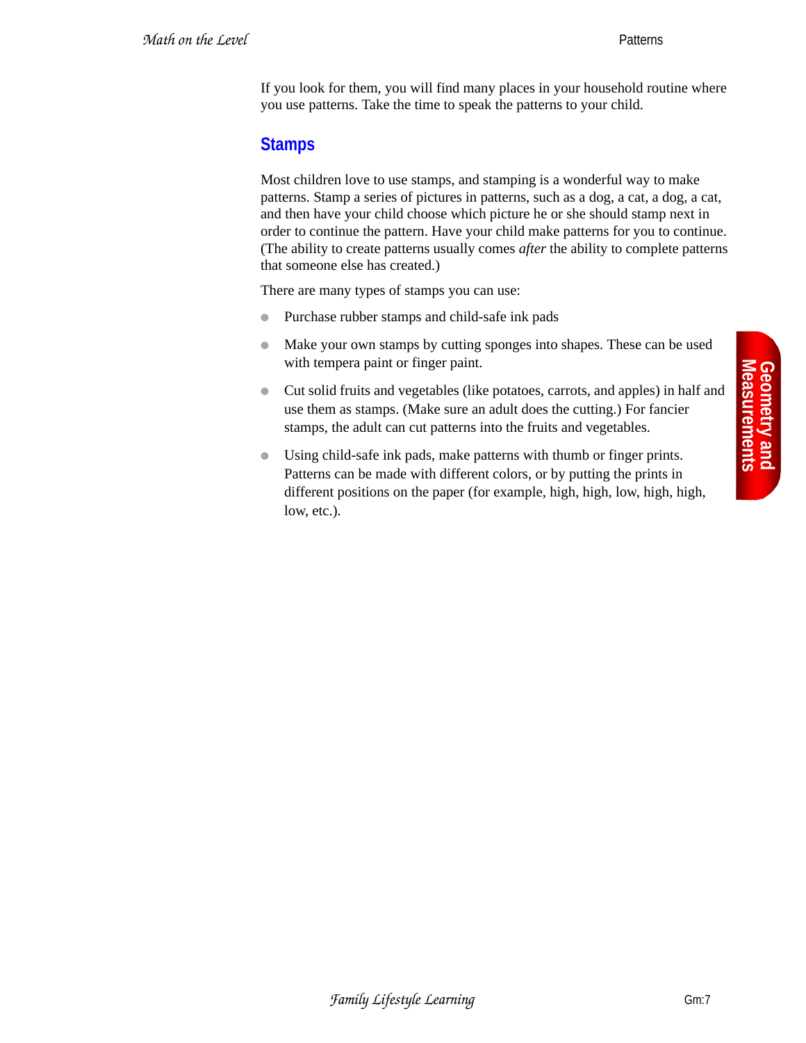If you look for them, you will find many places in your household routine where you use patterns. Take the time to speak the patterns to your child.

## Stamps

Most children love to use stamps, and stamping is a wonderful way to make patterns. Stamp a series of pictures in patterns, such as a dog, a cat, a dog, a cat, and then have your child choose which picture he or she should stamp next in order to continue the pattern. Have your child make patterns for you to continue. (The ability to create patterns usually comes *after* the ability to complete patterns that someone else has created.)

There are many types of stamps you can use:

- Purchase rubber stamps and child-safe ink pads
- Make your own stamps by cutting sponges into shapes. These can be used with tempera paint or finger paint.
- Cut solid fruits and vegetables (like potatoes, carrots, and apples) in half and use them as stamps. (Make sure an adult does the cutting.) For fancier stamps, the adult can cut patterns into the fruits and vegetables.
- Using child-safe ink pads, make patterns with thumb or finger prints. Patterns can be made with different colors, or by putting the prints in different positions on the paper (for example, high, high, low, high, high, low, etc.).